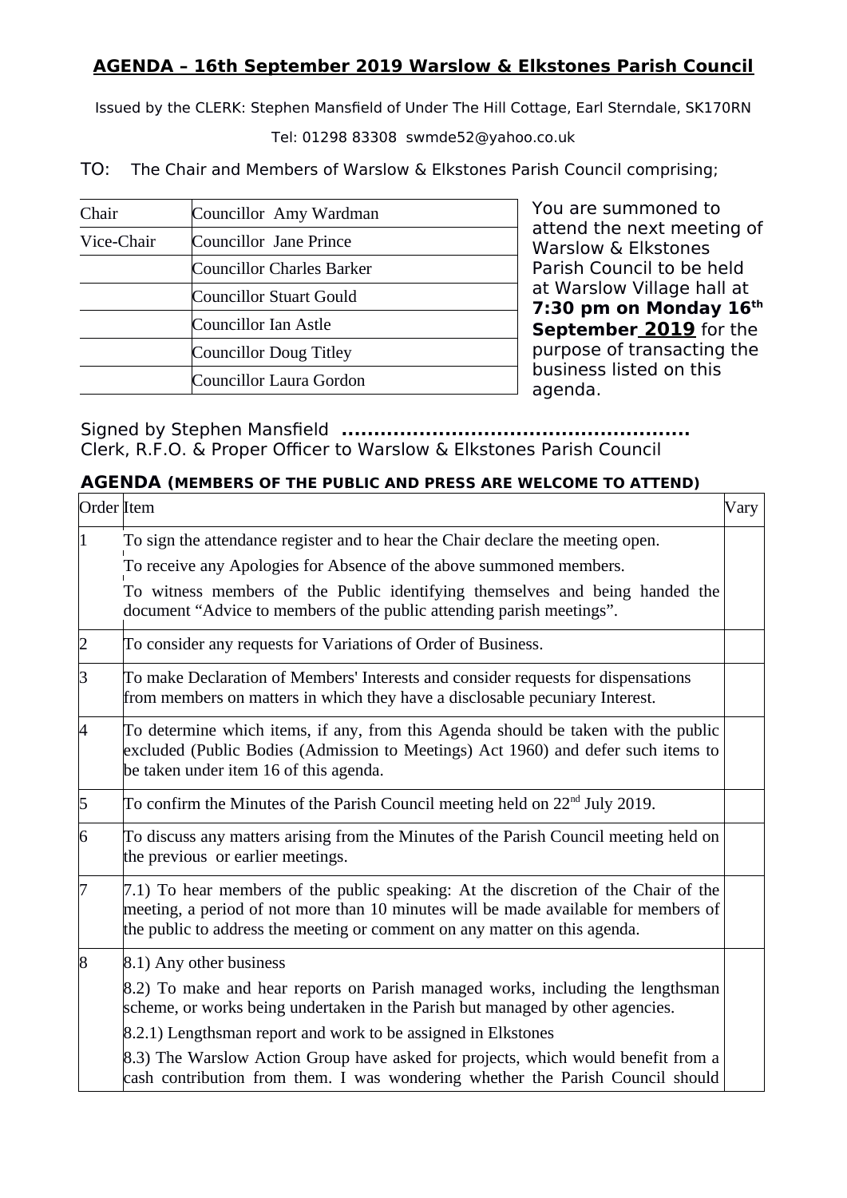# AGENDA – 16th September 2019 Warslow & Elkstones Parish Council

Issued by the CLERK: Stephen Mansfield of Under The Hill Cottage, Earl Sterndale, SK170RN

Tel: 01298 83308 swmde52@yahoo.co.uk

TO: The Chair and Members of Warslow & Elkstones Parish Council comprising;

| | |
|---|---|
| Chair | Councillor Amy Wardman |
| Vice-Chair | Councillor Jane Prince |
| | Councillor Charles Barker |
| | Councillor Stuart Gould |
| | Councillor Ian Astle |
| | Councillor Doug Titley |
| | Councillor Laura Gordon |

You are summoned to attend the next meeting of Warslow & Elkstones Parish Council to be held at Warslow Village hall at **7:30 pm on Monday 16th September 2019** for the purpose of transacting the business listed on this agenda.

Signed by Stephen Mansfield **......................................................**
Clerk, R.F.O. & Proper Officer to Warslow & Elkstones Parish Council

## AGENDA (MEMBERS OF THE PUBLIC AND PRESS ARE WELCOME TO ATTEND)

| Order | Item | Vary |
|---|---|---|
| 1 | To sign the attendance register and to hear the Chair declare the meeting open.<br>To receive any Apologies for Absence of the above summoned members.<br>To witness members of the Public identifying themselves and being handed the document "Advice to members of the public attending parish meetings". | |
| 2 | To consider any requests for Variations of Order of Business. | |
| 3 | To make Declaration of Members' Interests and consider requests for dispensations from members on matters in which they have a disclosable pecuniary Interest. | |
| 4 | To determine which items, if any, from this Agenda should be taken with the public excluded (Public Bodies (Admission to Meetings) Act 1960) and defer such items to be taken under item 16 of this agenda. | |
| 5 | To confirm the Minutes of the Parish Council meeting held on 22nd July 2019. | |
| 6 | To discuss any matters arising from the Minutes of the Parish Council meeting held on the previous or earlier meetings. | |
| 7 | 7.1) To hear members of the public speaking: At the discretion of the Chair of the meeting, a period of not more than 10 minutes will be made available for members of the public to address the meeting or comment on any matter on this agenda. | |
| 8 | 8.1) Any other business<br>8.2) To make and hear reports on Parish managed works, including the lengthsman scheme, or works being undertaken in the Parish but managed by other agencies.<br>8.2.1) Lengthsman report and work to be assigned in Elkstones<br>8.3) The Warslow Action Group have asked for projects, which would benefit from a cash contribution from them. I was wondering whether the Parish Council should | |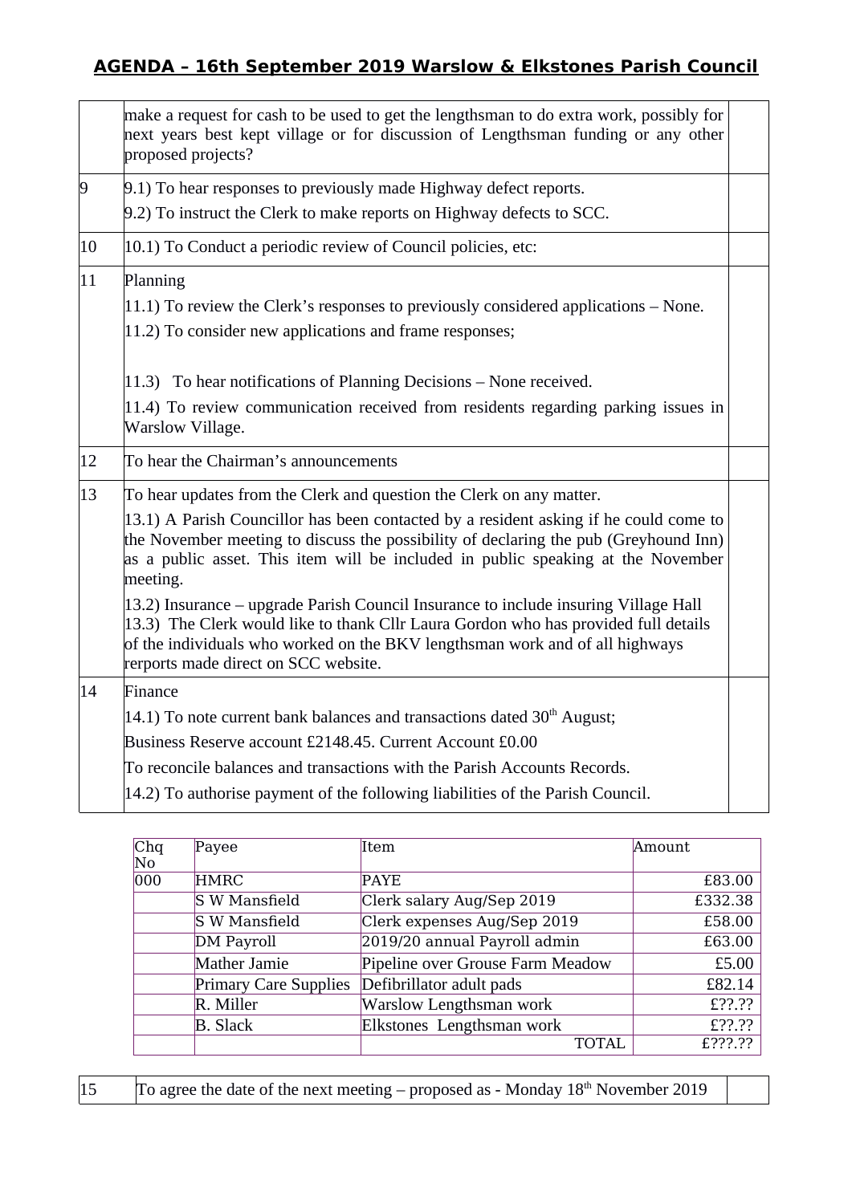# AGENDA – 16th September 2019 Warslow & Elkstones Parish Council

| | | |
|---|---|---|
| | make a request for cash to be used to get the lengthsman to do extra work, possibly for next years best kept village or for discussion of Lengthsman funding or any other proposed projects? | |
| 9 | 9.1) To hear responses to previously made Highway defect reports.<br>9.2) To instruct the Clerk to make reports on Highway defects to SCC. | |
| 10 | 10.1) To Conduct a periodic review of Council policies, etc: | |
| 11 | Planning<br>11.1) To review the Clerk's responses to previously considered applications – None.<br>11.2) To consider new applications and frame responses;<br><br>11.3) To hear notifications of Planning Decisions – None received.<br>11.4) To review communication received from residents regarding parking issues in Warslow Village. | |
| 12 | To hear the Chairman's announcements | |
| 13 | To hear updates from the Clerk and question the Clerk on any matter.<br>13.1) A Parish Councillor has been contacted by a resident asking if he could come to the November meeting to discuss the possibility of declaring the pub (Greyhound Inn) as a public asset. This item will be included in public speaking at the November meeting.<br>13.2) Insurance – upgrade Parish Council Insurance to include insuring Village Hall<br>13.3) The Clerk would like to thank Cllr Laura Gordon who has provided full details of the individuals who worked on the BKV lengthsman work and of all highways rerports made direct on SCC website. | |
| 14 | Finance<br>14.1) To note current bank balances and transactions dated 30th August;<br>Business Reserve account £2148.45. Current Account £0.00<br>To reconcile balances and transactions with the Parish Accounts Records.<br>14.2) To authorise payment of the following liabilities of the Parish Council. | |

| Chq No | Payee | Item | Amount |
|---|---|---|---|
| 000 | HMRC | PAYE | £83.00 |
| | S W Mansfield | Clerk salary Aug/Sep 2019 | £332.38 |
| | S W Mansfield | Clerk expenses Aug/Sep 2019 | £58.00 |
| | DM Payroll | 2019/20 annual Payroll admin | £63.00 |
| | Mather Jamie | Pipeline over Grouse Farm Meadow | £5.00 |
| | Primary Care Supplies | Defibrillator adult pads | £82.14 |
| | R. Miller | Warslow Lengthsman work | £??.?? |
| | B. Slack | Elkstones Lengthsman work | £??.?? |
| | | TOTAL | £???.?? |

| | | |
|---|---|---|
| 15 | To agree the date of the next meeting – proposed as - Monday 18th November 2019 | |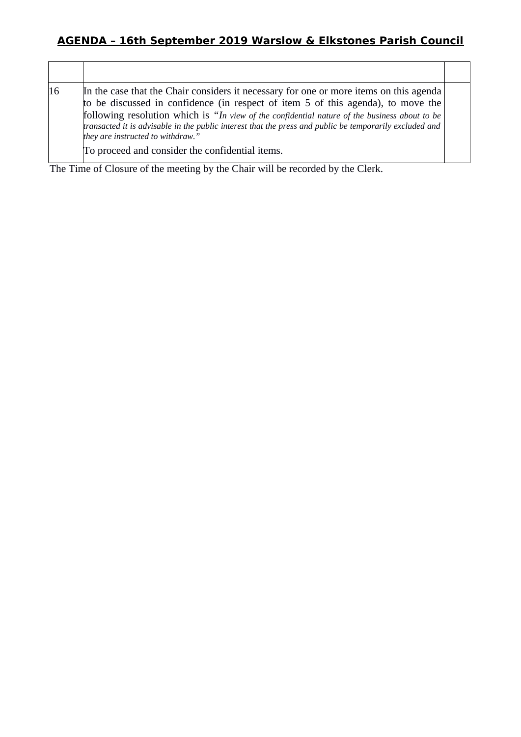| | | |
|---|---|---|
| | | |
| 16 | In the case that the Chair considers it necessary for one or more items on this agenda to be discussed in confidence (in respect of item 5 of this agenda), to move the following resolution which is *"In view of the confidential nature of the business about to be transacted it is advisable in the public interest that the press and public be temporarily excluded and they are instructed to withdraw."*<br>To proceed and consider the confidential items. | |

The Time of Closure of the meeting by the Chair will be recorded by the Clerk.